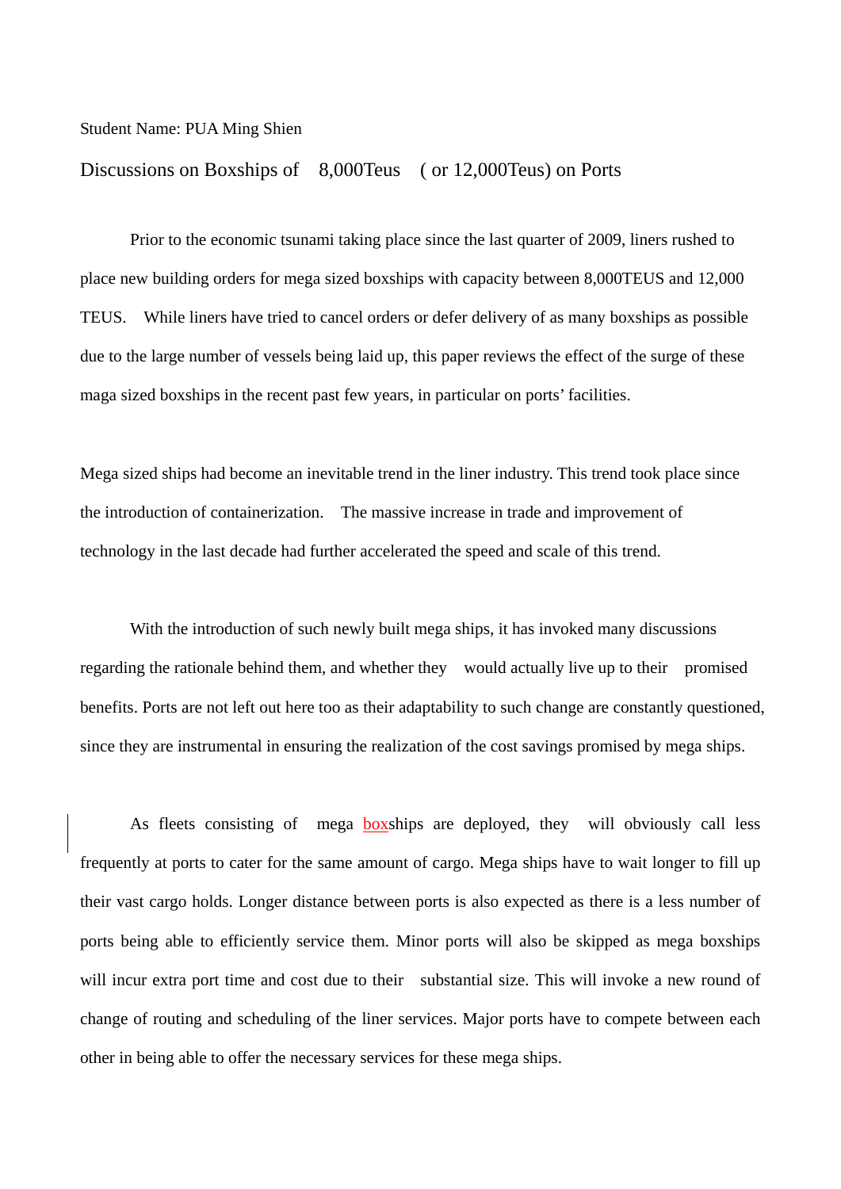Student Name: PUA Ming Shien

## Discussions on Boxships of 8,000Teus ( or 12,000Teus) on Ports

Prior to the economic tsunami taking place since the last quarter of 2009, liners rushed to place new building orders for mega sized boxships with capacity between 8,000TEUS and 12,000 TEUS. While liners have tried to cancel orders or defer delivery of as many boxships as possible due to the large number of vessels being laid up, this paper reviews the effect of the surge of these maga sized boxships in the recent past few years, in particular on ports' facilities.

Mega sized ships had become an inevitable trend in the liner industry. This trend took place since the introduction of containerization. The massive increase in trade and improvement of technology in the last decade had further accelerated the speed and scale of this trend.

With the introduction of such newly built mega ships, it has invoked many discussions regarding the rationale behind them, and whether they would actually live up to their promised benefits. Ports are not left out here too as their adaptability to such change are constantly questioned, since they are instrumental in ensuring the realization of the cost savings promised by mega ships.

As fleets consisting of mega boxships are deployed, they will obviously call less frequently at ports to cater for the same amount of cargo. Mega ships have to wait longer to fill up their vast cargo holds. Longer distance between ports is also expected as there is a less number of ports being able to efficiently service them. Minor ports will also be skipped as mega boxships will incur extra port time and cost due to their substantial size. This will invoke a new round of change of routing and scheduling of the liner services. Major ports have to compete between each other in being able to offer the necessary services for these mega ships.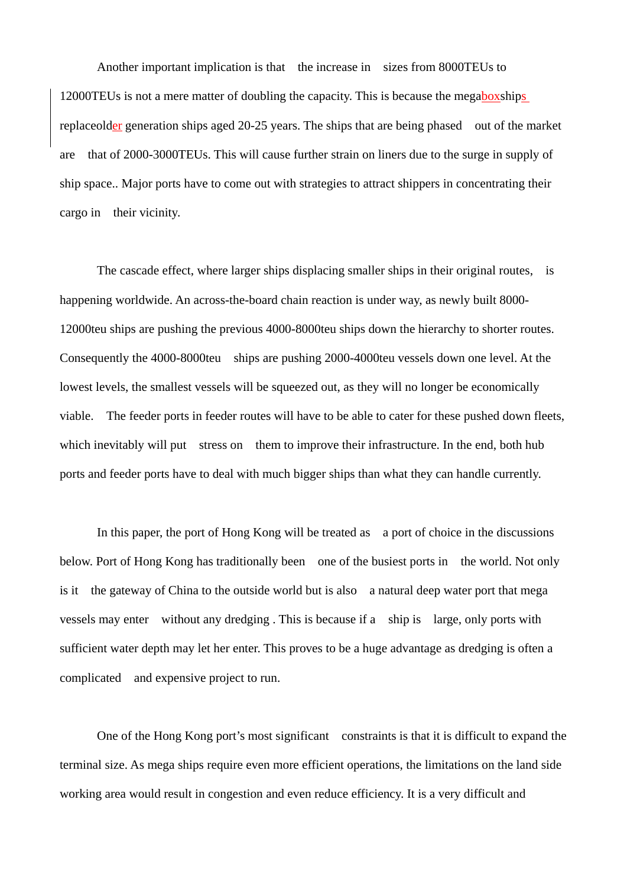Another important implication is that the increase in sizes from 8000TEUs to 12000TEUs is not a mere matter of doubling the capacity. This is because the megaboxships replaceolder generation ships aged 20-25 years. The ships that are being phased out of the market are that of 2000-3000TEUs. This will cause further strain on liners due to the surge in supply of ship space.. Major ports have to come out with strategies to attract shippers in concentrating their cargo in their vicinity.

The cascade effect, where larger ships displacing smaller ships in their original routes, is happening worldwide. An across-the-board chain reaction is under way, as newly built 8000-12000teu ships are pushing the previous 4000-8000teu ships down the hierarchy to shorter routes. Consequently the 4000-8000teu ships are pushing 2000-4000teu vessels down one level. At the lowest levels, the smallest vessels will be squeezed out, as they will no longer be economically viable. The feeder ports in feeder routes will have to be able to cater for these pushed down fleets, which inevitably will put stress on them to improve their infrastructure. In the end, both hub ports and feeder ports have to deal with much bigger ships than what they can handle currently.

In this paper, the port of Hong Kong will be treated as a port of choice in the discussions below. Port of Hong Kong has traditionally been one of the busiest ports in the world. Not only is it the gateway of China to the outside world but is also a natural deep water port that mega vessels may enter without any dredging . This is because if a ship is large, only ports with sufficient water depth may let her enter. This proves to be a huge advantage as dredging is often a complicated and expensive project to run.

One of the Hong Kong port's most significant constraints is that it is difficult to expand the terminal size. As mega ships require even more efficient operations, the limitations on the land side working area would result in congestion and even reduce efficiency. It is a very difficult and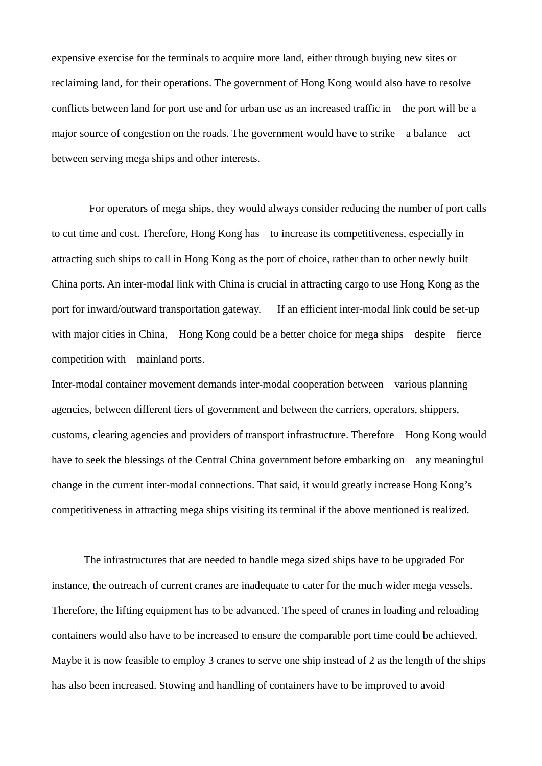expensive exercise for the terminals to acquire more land, either through buying new sites or reclaiming land, for their operations. The government of Hong Kong would also have to resolve conflicts between land for port use and for urban use as an increased traffic in the port will be a major source of congestion on the roads. The government would have to strike a balance act between serving mega ships and other interests.

For operators of mega ships, they would always consider reducing the number of port calls to cut time and cost. Therefore, Hong Kong has to increase its competitiveness, especially in attracting such ships to call in Hong Kong as the port of choice, rather than to other newly built China ports. An inter-modal link with China is crucial in attracting cargo to use Hong Kong as the port for inward/outward transportation gateway. If an efficient inter-modal link could be set-up with major cities in China, Hong Kong could be a better choice for mega ships despite fierce competition with mainland ports.

Inter-modal container movement demands inter-modal cooperation between various planning agencies, between different tiers of government and between the carriers, operators, shippers, customs, clearing agencies and providers of transport infrastructure. Therefore Hong Kong would have to seek the blessings of the Central China government before embarking on any meaningful change in the current inter-modal connections. That said, it would greatly increase Hong Kong's competitiveness in attracting mega ships visiting its terminal if the above mentioned is realized.

The infrastructures that are needed to handle mega sized ships have to be upgraded For instance, the outreach of current cranes are inadequate to cater for the much wider mega vessels. Therefore, the lifting equipment has to be advanced. The speed of cranes in loading and reloading containers would also have to be increased to ensure the comparable port time could be achieved. Maybe it is now feasible to employ 3 cranes to serve one ship instead of 2 as the length of the ships has also been increased. Stowing and handling of containers have to be improved to avoid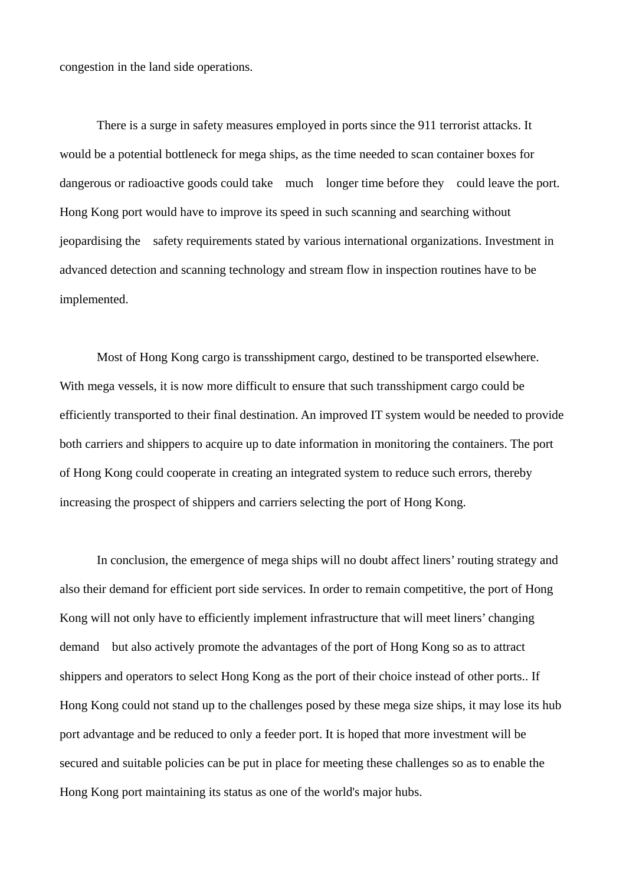congestion in the land side operations.

There is a surge in safety measures employed in ports since the 911 terrorist attacks. It would be a potential bottleneck for mega ships, as the time needed to scan container boxes for dangerous or radioactive goods could take much longer time before they could leave the port. Hong Kong port would have to improve its speed in such scanning and searching without jeopardising the safety requirements stated by various international organizations. Investment in advanced detection and scanning technology and stream flow in inspection routines have to be implemented.

Most of Hong Kong cargo is transshipment cargo, destined to be transported elsewhere. With mega vessels, it is now more difficult to ensure that such transshipment cargo could be efficiently transported to their final destination. An improved IT system would be needed to provide both carriers and shippers to acquire up to date information in monitoring the containers. The port of Hong Kong could cooperate in creating an integrated system to reduce such errors, thereby increasing the prospect of shippers and carriers selecting the port of Hong Kong.

In conclusion, the emergence of mega ships will no doubt affect liners' routing strategy and also their demand for efficient port side services. In order to remain competitive, the port of Hong Kong will not only have to efficiently implement infrastructure that will meet liners' changing demand but also actively promote the advantages of the port of Hong Kong so as to attract shippers and operators to select Hong Kong as the port of their choice instead of other ports.. If Hong Kong could not stand up to the challenges posed by these mega size ships, it may lose its hub port advantage and be reduced to only a feeder port. It is hoped that more investment will be secured and suitable policies can be put in place for meeting these challenges so as to enable the Hong Kong port maintaining its status as one of the world's major hubs.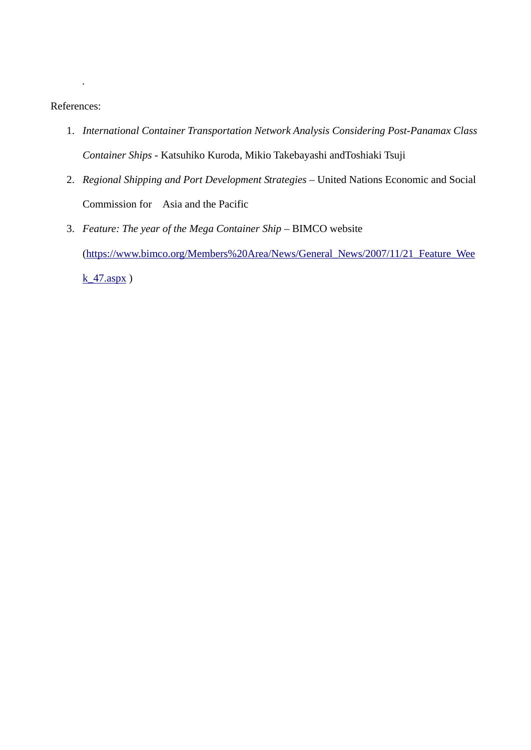.

References:

1. *International Container Transportation Network Analysis Considering Post-Panamax Class Container Ships* - Katsuhiko Kuroda, Mikio Takebayashi andToshiaki Tsuji
2. *Regional Shipping and Port Development Strategies* – United Nations Economic and Social Commission for Asia and the Pacific
3. *Feature: The year of the Mega Container Ship* – BIMCO website (https://www.bimco.org/Members%20Area/News/General_News/2007/11/21_Feature_Week_47.aspx )